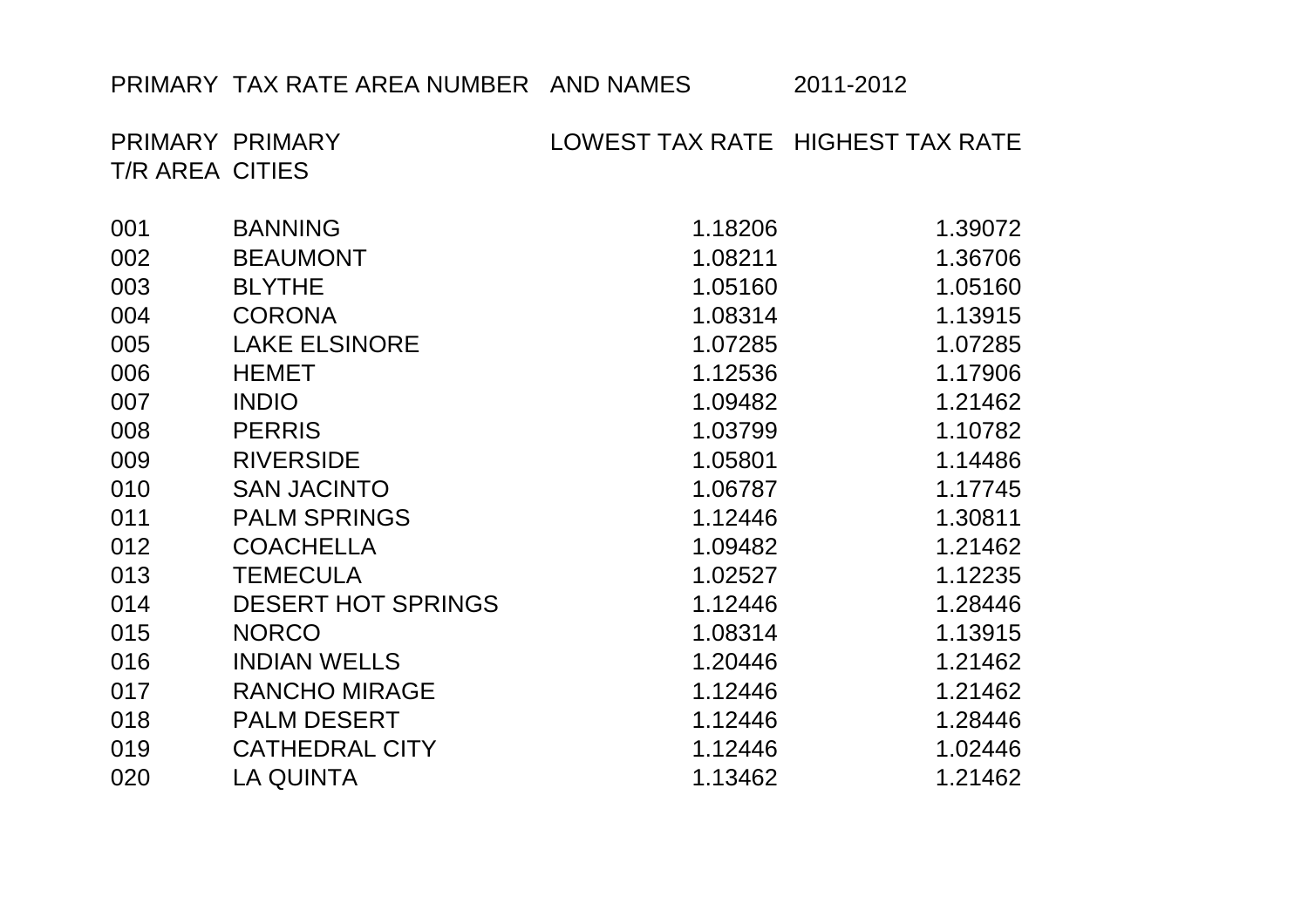PRIMARY TAX RATE AREA NUMBER AND NAMES 2011-2012

| PRIMARY T/R AREA | PRIMARY CITIES | LOWEST TAX RATE | HIGHEST TAX RATE |
|---|---|---|---|
| 001 | BANNING | 1.18206 | 1.39072 |
| 002 | BEAUMONT | 1.08211 | 1.36706 |
| 003 | BLYTHE | 1.05160 | 1.05160 |
| 004 | CORONA | 1.08314 | 1.13915 |
| 005 | LAKE ELSINORE | 1.07285 | 1.07285 |
| 006 | HEMET | 1.12536 | 1.17906 |
| 007 | INDIO | 1.09482 | 1.21462 |
| 008 | PERRIS | 1.03799 | 1.10782 |
| 009 | RIVERSIDE | 1.05801 | 1.14486 |
| 010 | SAN JACINTO | 1.06787 | 1.17745 |
| 011 | PALM SPRINGS | 1.12446 | 1.30811 |
| 012 | COACHELLA | 1.09482 | 1.21462 |
| 013 | TEMECULA | 1.02527 | 1.12235 |
| 014 | DESERT HOT SPRINGS | 1.12446 | 1.28446 |
| 015 | NORCO | 1.08314 | 1.13915 |
| 016 | INDIAN WELLS | 1.20446 | 1.21462 |
| 017 | RANCHO MIRAGE | 1.12446 | 1.21462 |
| 018 | PALM DESERT | 1.12446 | 1.28446 |
| 019 | CATHEDRAL CITY | 1.12446 | 1.02446 |
| 020 | LA QUINTA | 1.13462 | 1.21462 |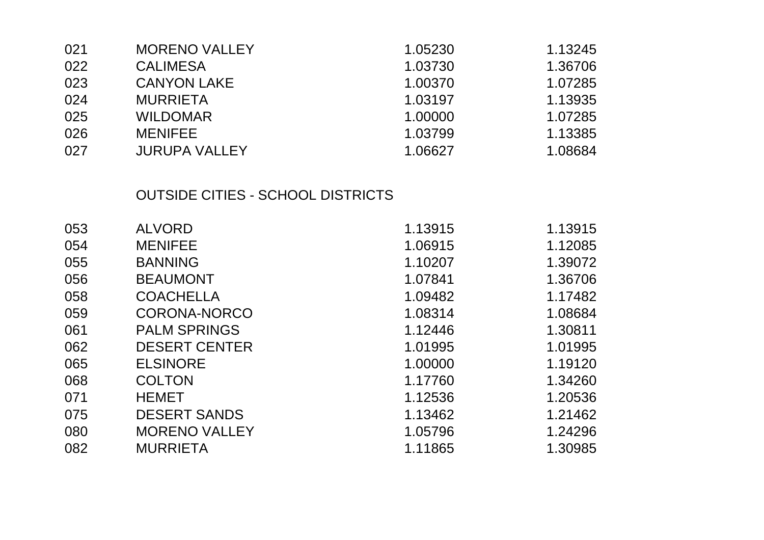| | | | |
|---|---|---|---|
| 021 | MORENO VALLEY | 1.05230 | 1.13245 |
| 022 | CALIMESA | 1.03730 | 1.36706 |
| 023 | CANYON LAKE | 1.00370 | 1.07285 |
| 024 | MURRIETA | 1.03197 | 1.13935 |
| 025 | WILDOMAR | 1.00000 | 1.07285 |
| 026 | MENIFEE | 1.03799 | 1.13385 |
| 027 | JURUPA VALLEY | 1.06627 | 1.08684 |

OUTSIDE CITIES - SCHOOL DISTRICTS

| | | | |
|---|---|---|---|
| 053 | ALVORD | 1.13915 | 1.13915 |
| 054 | MENIFEE | 1.06915 | 1.12085 |
| 055 | BANNING | 1.10207 | 1.39072 |
| 056 | BEAUMONT | 1.07841 | 1.36706 |
| 058 | COACHELLA | 1.09482 | 1.17482 |
| 059 | CORONA-NORCO | 1.08314 | 1.08684 |
| 061 | PALM SPRINGS | 1.12446 | 1.30811 |
| 062 | DESERT CENTER | 1.01995 | 1.01995 |
| 065 | ELSINORE | 1.00000 | 1.19120 |
| 068 | COLTON | 1.17760 | 1.34260 |
| 071 | HEMET | 1.12536 | 1.20536 |
| 075 | DESERT SANDS | 1.13462 | 1.21462 |
| 080 | MORENO VALLEY | 1.05796 | 1.24296 |
| 082 | MURRIETA | 1.11865 | 1.30985 |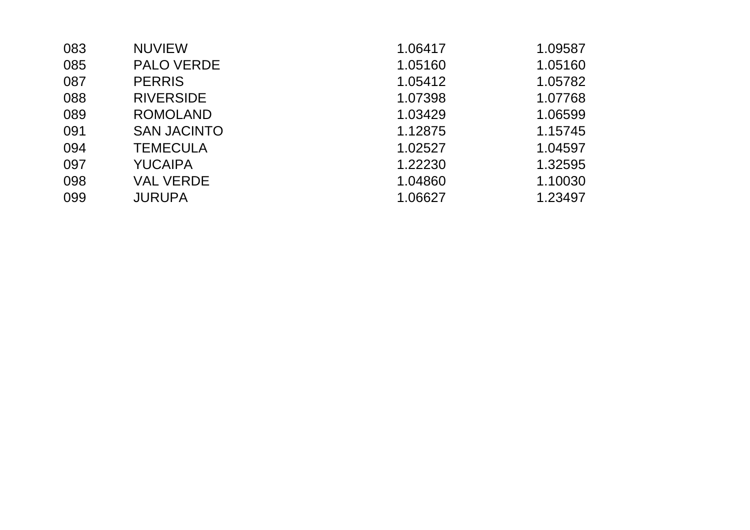| | | | |
|---|---|---|---|
| 083 | NUVIEW | 1.06417 | 1.09587 |
| 085 | PALO VERDE | 1.05160 | 1.05160 |
| 087 | PERRIS | 1.05412 | 1.05782 |
| 088 | RIVERSIDE | 1.07398 | 1.07768 |
| 089 | ROMOLAND | 1.03429 | 1.06599 |
| 091 | SAN JACINTO | 1.12875 | 1.15745 |
| 094 | TEMECULA | 1.02527 | 1.04597 |
| 097 | YUCAIPA | 1.22230 | 1.32595 |
| 098 | VAL VERDE | 1.04860 | 1.10030 |
| 099 | JURUPA | 1.06627 | 1.23497 |